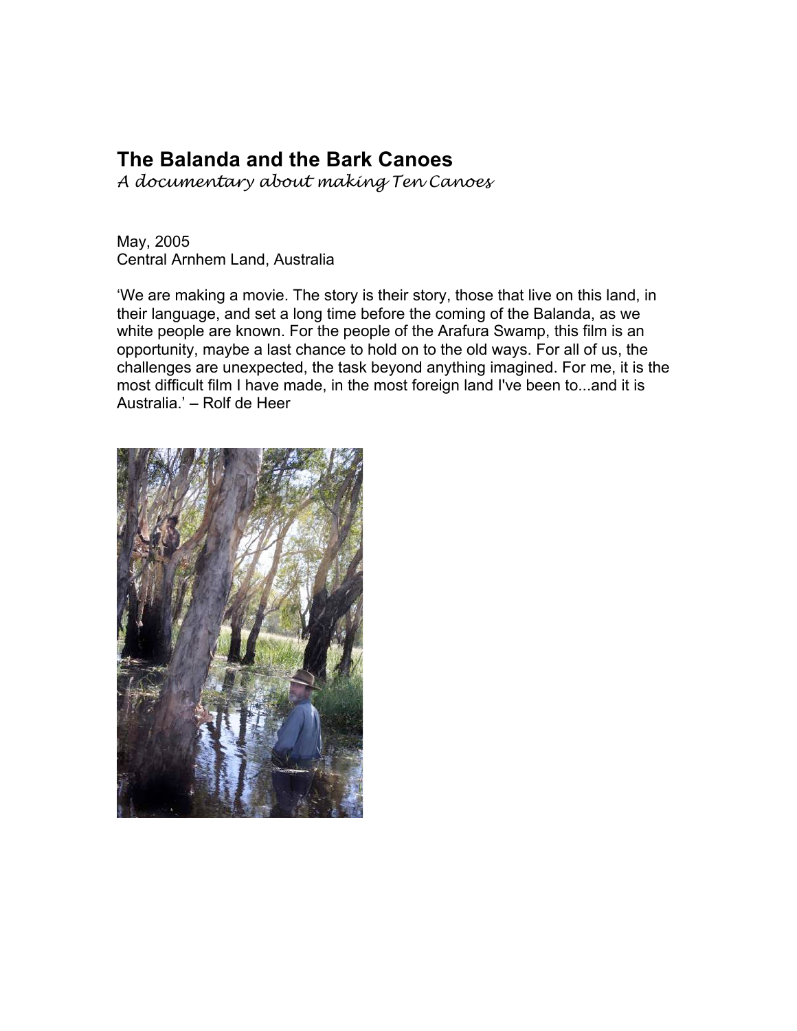# The Balanda and the Bark Canoes

*A documentary about making Ten Canoes*

May, 2005
Central Arnhem Land, Australia

'We are making a movie. The story is their story, those that live on this land, in their language, and set a long time before the coming of the Balanda, as we white people are known. For the people of the Arafura Swamp, this film is an opportunity, maybe a last chance to hold on to the old ways. For all of us, the challenges are unexpected, the task beyond anything imagined. For me, it is the most difficult film I have made, in the most foreign land I've been to...and it is Australia.' – Rolf de Heer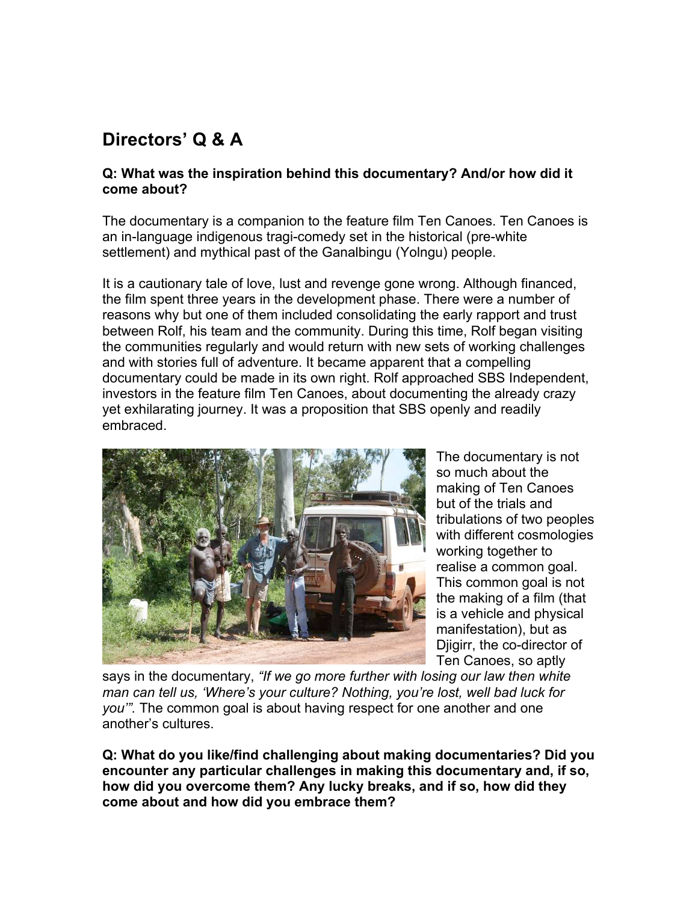## Directors' Q & A

**Q: What was the inspiration behind this documentary? And/or how did it come about?**

The documentary is a companion to the feature film Ten Canoes. Ten Canoes is an in-language indigenous tragi-comedy set in the historical (pre-white settlement) and mythical past of the Ganalbingu (Yolngu) people.

It is a cautionary tale of love, lust and revenge gone wrong. Although financed, the film spent three years in the development phase. There were a number of reasons why but one of them included consolidating the early rapport and trust between Rolf, his team and the community. During this time, Rolf began visiting the communities regularly and would return with new sets of working challenges and with stories full of adventure. It became apparent that a compelling documentary could be made in its own right. Rolf approached SBS Independent, investors in the feature film Ten Canoes, about documenting the already crazy yet exhilarating journey. It was a proposition that SBS openly and readily embraced.

The documentary is not so much about the making of Ten Canoes but of the trials and tribulations of two peoples with different cosmologies working together to realise a common goal. This common goal is not the making of a film (that is a vehicle and physical manifestation), but as Djigirr, the co-director of Ten Canoes, so aptly says in the documentary, *"If we go more further with losing our law then white man can tell us, 'Where's your culture? Nothing, you're lost, well bad luck for you'".* The common goal is about having respect for one another and one another's cultures.

**Q: What do you like/find challenging about making documentaries? Did you encounter any particular challenges in making this documentary and, if so, how did you overcome them? Any lucky breaks, and if so, how did they come about and how did you embrace them?**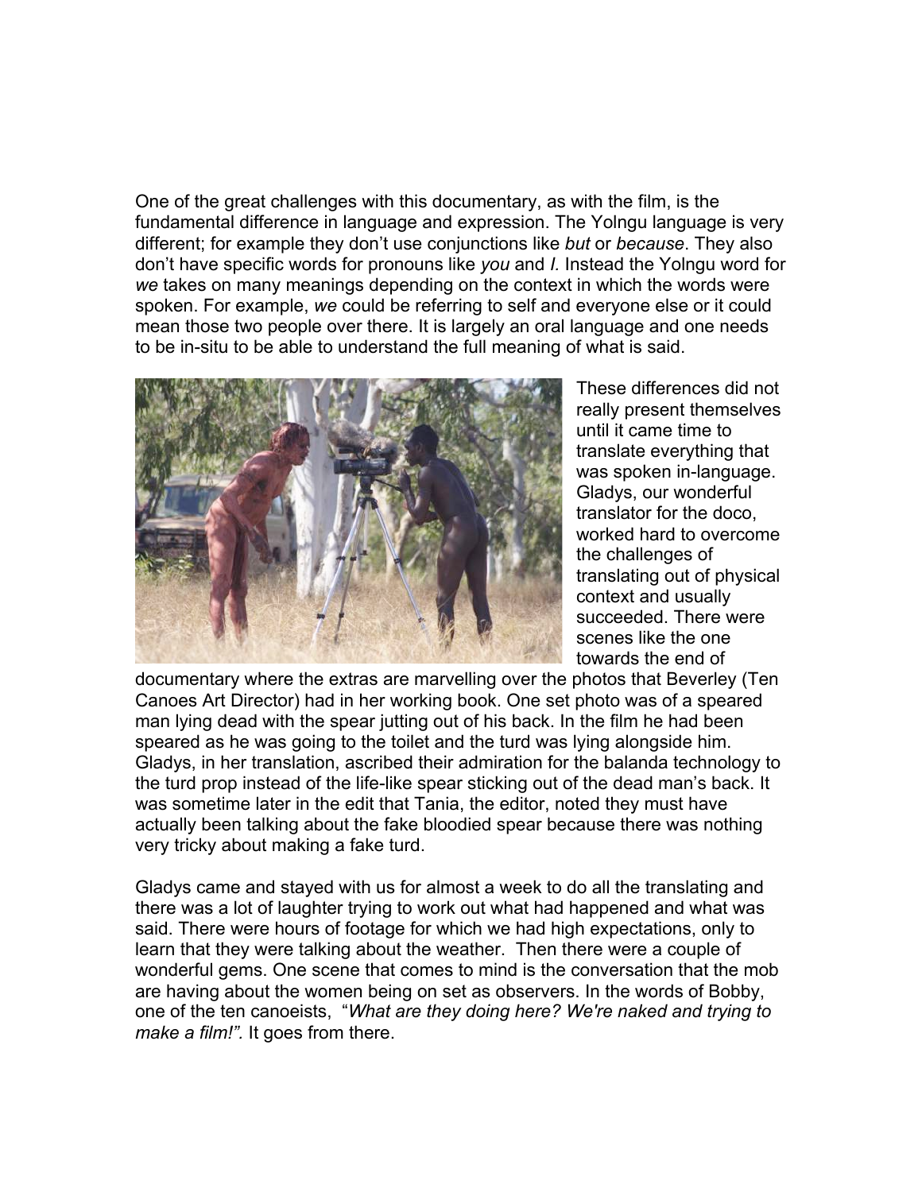One of the great challenges with this documentary, as with the film, is the fundamental difference in language and expression. The Yolngu language is very different; for example they don't use conjunctions like *but* or *because*. They also don't have specific words for pronouns like *you* and *I.* Instead the Yolngu word for *we* takes on many meanings depending on the context in which the words were spoken. For example, *we* could be referring to self and everyone else or it could mean those two people over there. It is largely an oral language and one needs to be in-situ to be able to understand the full meaning of what is said.

These differences did not really present themselves until it came time to translate everything that was spoken in-language. Gladys, our wonderful translator for the doco, worked hard to overcome the challenges of translating out of physical context and usually succeeded. There were scenes like the one towards the end of documentary where the extras are marvelling over the photos that Beverley (Ten Canoes Art Director) had in her working book. One set photo was of a speared man lying dead with the spear jutting out of his back. In the film he had been speared as he was going to the toilet and the turd was lying alongside him. Gladys, in her translation, ascribed their admiration for the balanda technology to the turd prop instead of the life-like spear sticking out of the dead man's back. It was sometime later in the edit that Tania, the editor, noted they must have actually been talking about the fake bloodied spear because there was nothing very tricky about making a fake turd.

Gladys came and stayed with us for almost a week to do all the translating and there was a lot of laughter trying to work out what had happened and what was said. There were hours of footage for which we had high expectations, only to learn that they were talking about the weather. Then there were a couple of wonderful gems. One scene that comes to mind is the conversation that the mob are having about the women being on set as observers. In the words of Bobby, one of the ten canoeists, "*What are they doing here? We're naked and trying to make a film!".* It goes from there.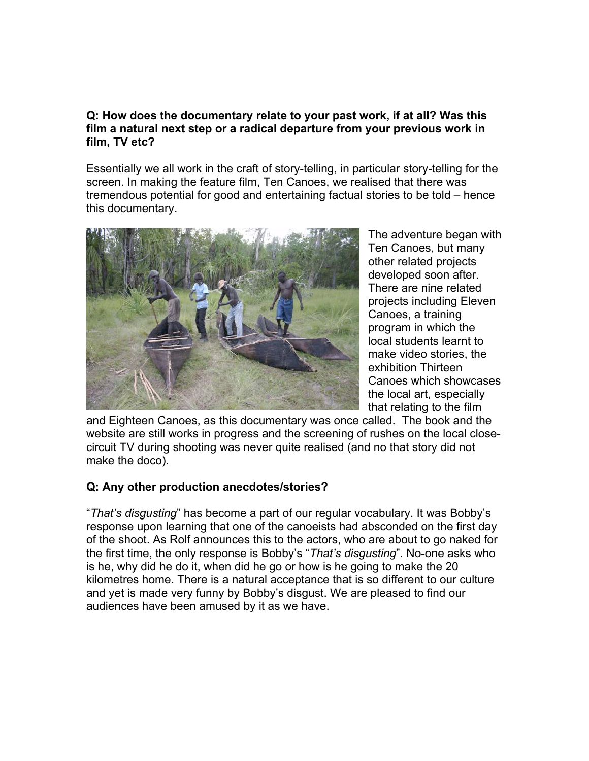**Q: How does the documentary relate to your past work, if at all? Was this film a natural next step or a radical departure from your previous work in film, TV etc?**

Essentially we all work in the craft of story-telling, in particular story-telling for the screen. In making the feature film, Ten Canoes, we realised that there was tremendous potential for good and entertaining factual stories to be told – hence this documentary.

The adventure began with Ten Canoes, but many other related projects developed soon after. There are nine related projects including Eleven Canoes, a training program in which the local students learnt to make video stories, the exhibition Thirteen Canoes which showcases the local art, especially that relating to the film and Eighteen Canoes, as this documentary was once called. The book and the website are still works in progress and the screening of rushes on the local close-circuit TV during shooting was never quite realised (and no that story did not make the doco).

**Q: Any other production anecdotes/stories?**

"*That's disgusting*" has become a part of our regular vocabulary. It was Bobby's response upon learning that one of the canoeists had absconded on the first day of the shoot. As Rolf announces this to the actors, who are about to go naked for the first time, the only response is Bobby's "*That's disgusting*". No-one asks who is he, why did he do it, when did he go or how is he going to make the 20 kilometres home. There is a natural acceptance that is so different to our culture and yet is made very funny by Bobby's disgust. We are pleased to find our audiences have been amused by it as we have.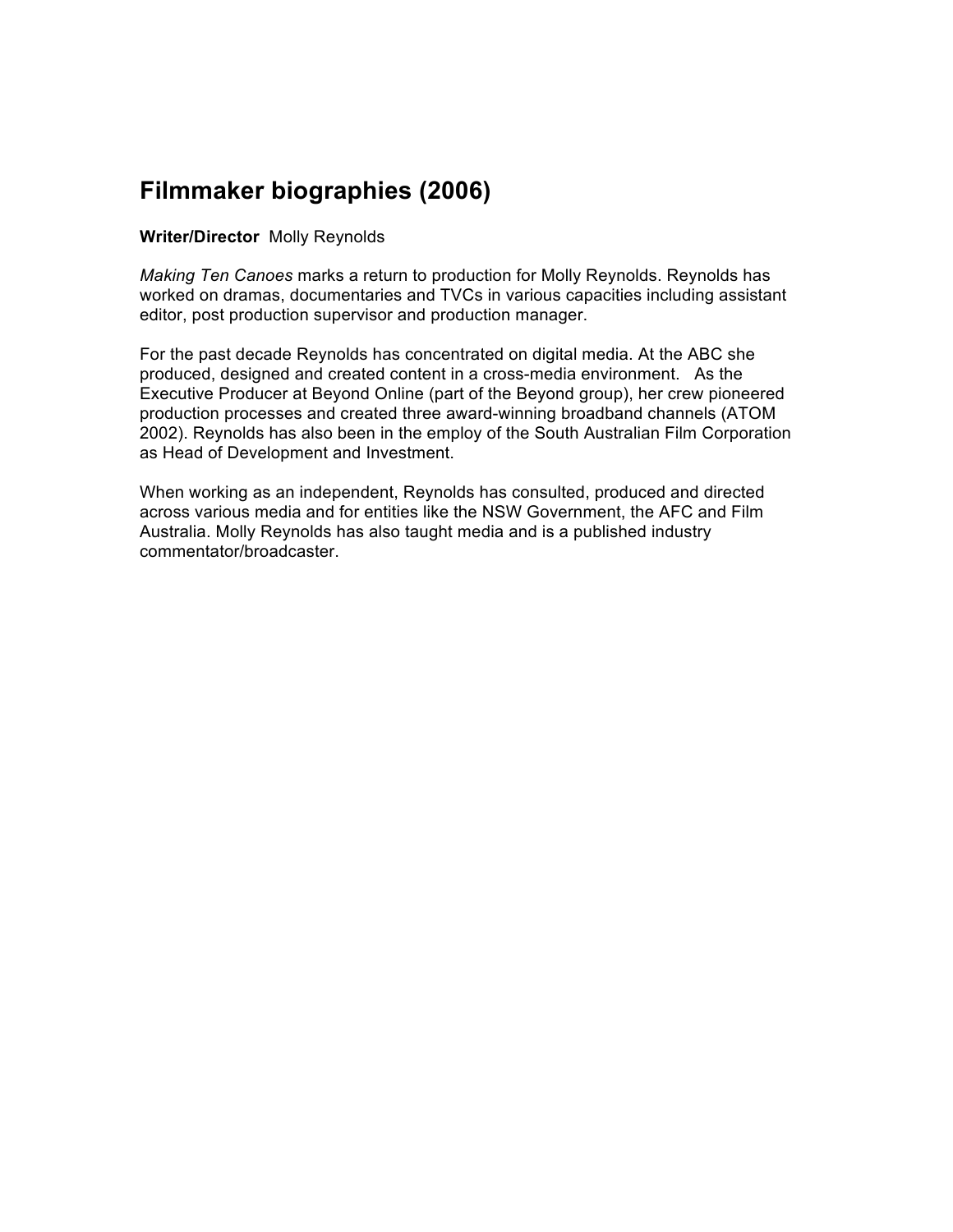# Filmmaker biographies (2006)

**Writer/Director** Molly Reynolds

*Making Ten Canoes* marks a return to production for Molly Reynolds. Reynolds has worked on dramas, documentaries and TVCs in various capacities including assistant editor, post production supervisor and production manager.

For the past decade Reynolds has concentrated on digital media. At the ABC she produced, designed and created content in a cross-media environment. As the Executive Producer at Beyond Online (part of the Beyond group), her crew pioneered production processes and created three award-winning broadband channels (ATOM 2002). Reynolds has also been in the employ of the South Australian Film Corporation as Head of Development and Investment.

When working as an independent, Reynolds has consulted, produced and directed across various media and for entities like the NSW Government, the AFC and Film Australia. Molly Reynolds has also taught media and is a published industry commentator/broadcaster.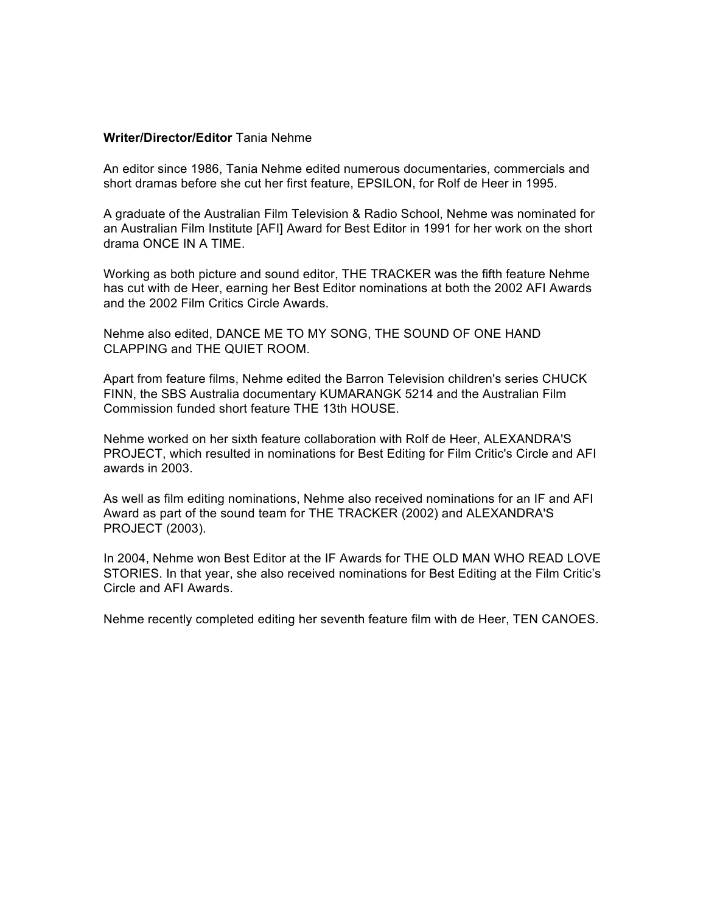**Writer/Director/Editor** Tania Nehme

An editor since 1986, Tania Nehme edited numerous documentaries, commercials and short dramas before she cut her first feature, EPSILON, for Rolf de Heer in 1995.

A graduate of the Australian Film Television & Radio School, Nehme was nominated for an Australian Film Institute [AFI] Award for Best Editor in 1991 for her work on the short drama ONCE IN A TIME.

Working as both picture and sound editor, THE TRACKER was the fifth feature Nehme has cut with de Heer, earning her Best Editor nominations at both the 2002 AFI Awards and the 2002 Film Critics Circle Awards.

Nehme also edited, DANCE ME TO MY SONG, THE SOUND OF ONE HAND CLAPPING and THE QUIET ROOM.

Apart from feature films, Nehme edited the Barron Television children's series CHUCK FINN, the SBS Australia documentary KUMARANGK 5214 and the Australian Film Commission funded short feature THE 13th HOUSE.

Nehme worked on her sixth feature collaboration with Rolf de Heer, ALEXANDRA'S PROJECT, which resulted in nominations for Best Editing for Film Critic's Circle and AFI awards in 2003.

As well as film editing nominations, Nehme also received nominations for an IF and AFI Award as part of the sound team for THE TRACKER (2002) and ALEXANDRA'S PROJECT (2003).

In 2004, Nehme won Best Editor at the IF Awards for THE OLD MAN WHO READ LOVE STORIES. In that year, she also received nominations for Best Editing at the Film Critic's Circle and AFI Awards.

Nehme recently completed editing her seventh feature film with de Heer, TEN CANOES.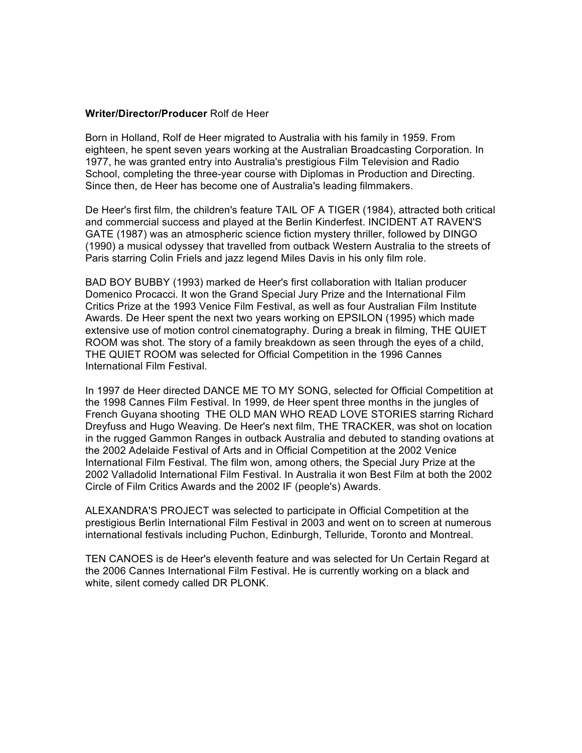**Writer/Director/Producer** Rolf de Heer

Born in Holland, Rolf de Heer migrated to Australia with his family in 1959. From eighteen, he spent seven years working at the Australian Broadcasting Corporation. In 1977, he was granted entry into Australia's prestigious Film Television and Radio School, completing the three-year course with Diplomas in Production and Directing. Since then, de Heer has become one of Australia's leading filmmakers.

De Heer's first film, the children's feature TAIL OF A TIGER (1984), attracted both critical and commercial success and played at the Berlin Kinderfest. INCIDENT AT RAVEN'S GATE (1987) was an atmospheric science fiction mystery thriller, followed by DINGO (1990) a musical odyssey that travelled from outback Western Australia to the streets of Paris starring Colin Friels and jazz legend Miles Davis in his only film role.

BAD BOY BUBBY (1993) marked de Heer's first collaboration with Italian producer Domenico Procacci. It won the Grand Special Jury Prize and the International Film Critics Prize at the 1993 Venice Film Festival, as well as four Australian Film Institute Awards. De Heer spent the next two years working on EPSILON (1995) which made extensive use of motion control cinematography. During a break in filming, THE QUIET ROOM was shot. The story of a family breakdown as seen through the eyes of a child, THE QUIET ROOM was selected for Official Competition in the 1996 Cannes International Film Festival.

In 1997 de Heer directed DANCE ME TO MY SONG, selected for Official Competition at the 1998 Cannes Film Festival. In 1999, de Heer spent three months in the jungles of French Guyana shooting THE OLD MAN WHO READ LOVE STORIES starring Richard Dreyfuss and Hugo Weaving. De Heer's next film, THE TRACKER, was shot on location in the rugged Gammon Ranges in outback Australia and debuted to standing ovations at the 2002 Adelaide Festival of Arts and in Official Competition at the 2002 Venice International Film Festival. The film won, among others, the Special Jury Prize at the 2002 Valladolid International Film Festival. In Australia it won Best Film at both the 2002 Circle of Film Critics Awards and the 2002 IF (people's) Awards.

ALEXANDRA'S PROJECT was selected to participate in Official Competition at the prestigious Berlin International Film Festival in 2003 and went on to screen at numerous international festivals including Puchon, Edinburgh, Telluride, Toronto and Montreal.

TEN CANOES is de Heer's eleventh feature and was selected for Un Certain Regard at the 2006 Cannes International Film Festival. He is currently working on a black and white, silent comedy called DR PLONK.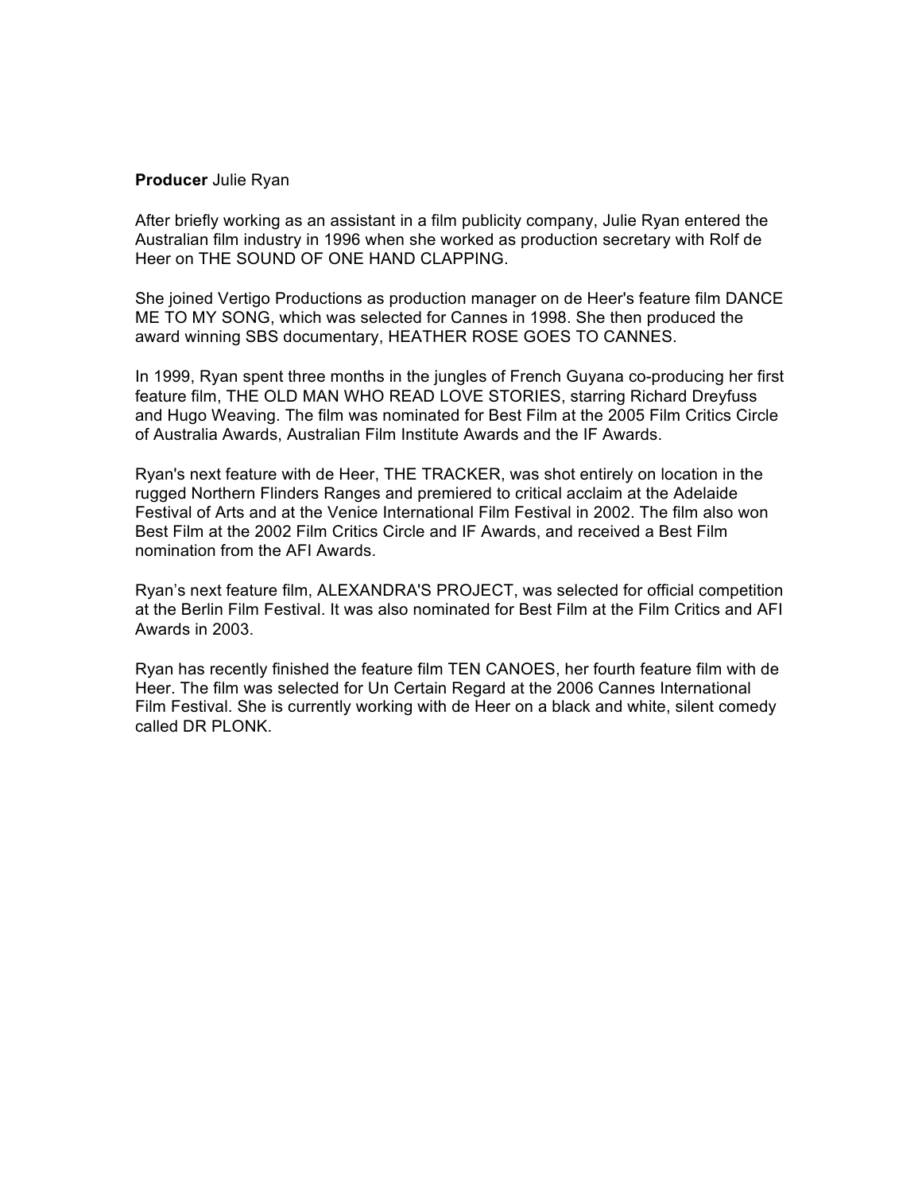**Producer** Julie Ryan

After briefly working as an assistant in a film publicity company, Julie Ryan entered the Australian film industry in 1996 when she worked as production secretary with Rolf de Heer on THE SOUND OF ONE HAND CLAPPING.

She joined Vertigo Productions as production manager on de Heer's feature film DANCE ME TO MY SONG, which was selected for Cannes in 1998. She then produced the award winning SBS documentary, HEATHER ROSE GOES TO CANNES.

In 1999, Ryan spent three months in the jungles of French Guyana co-producing her first feature film, THE OLD MAN WHO READ LOVE STORIES, starring Richard Dreyfuss and Hugo Weaving. The film was nominated for Best Film at the 2005 Film Critics Circle of Australia Awards, Australian Film Institute Awards and the IF Awards.

Ryan's next feature with de Heer, THE TRACKER, was shot entirely on location in the rugged Northern Flinders Ranges and premiered to critical acclaim at the Adelaide Festival of Arts and at the Venice International Film Festival in 2002. The film also won Best Film at the 2002 Film Critics Circle and IF Awards, and received a Best Film nomination from the AFI Awards.

Ryan's next feature film, ALEXANDRA'S PROJECT, was selected for official competition at the Berlin Film Festival. It was also nominated for Best Film at the Film Critics and AFI Awards in 2003.

Ryan has recently finished the feature film TEN CANOES, her fourth feature film with de Heer. The film was selected for Un Certain Regard at the 2006 Cannes International Film Festival. She is currently working with de Heer on a black and white, silent comedy called DR PLONK.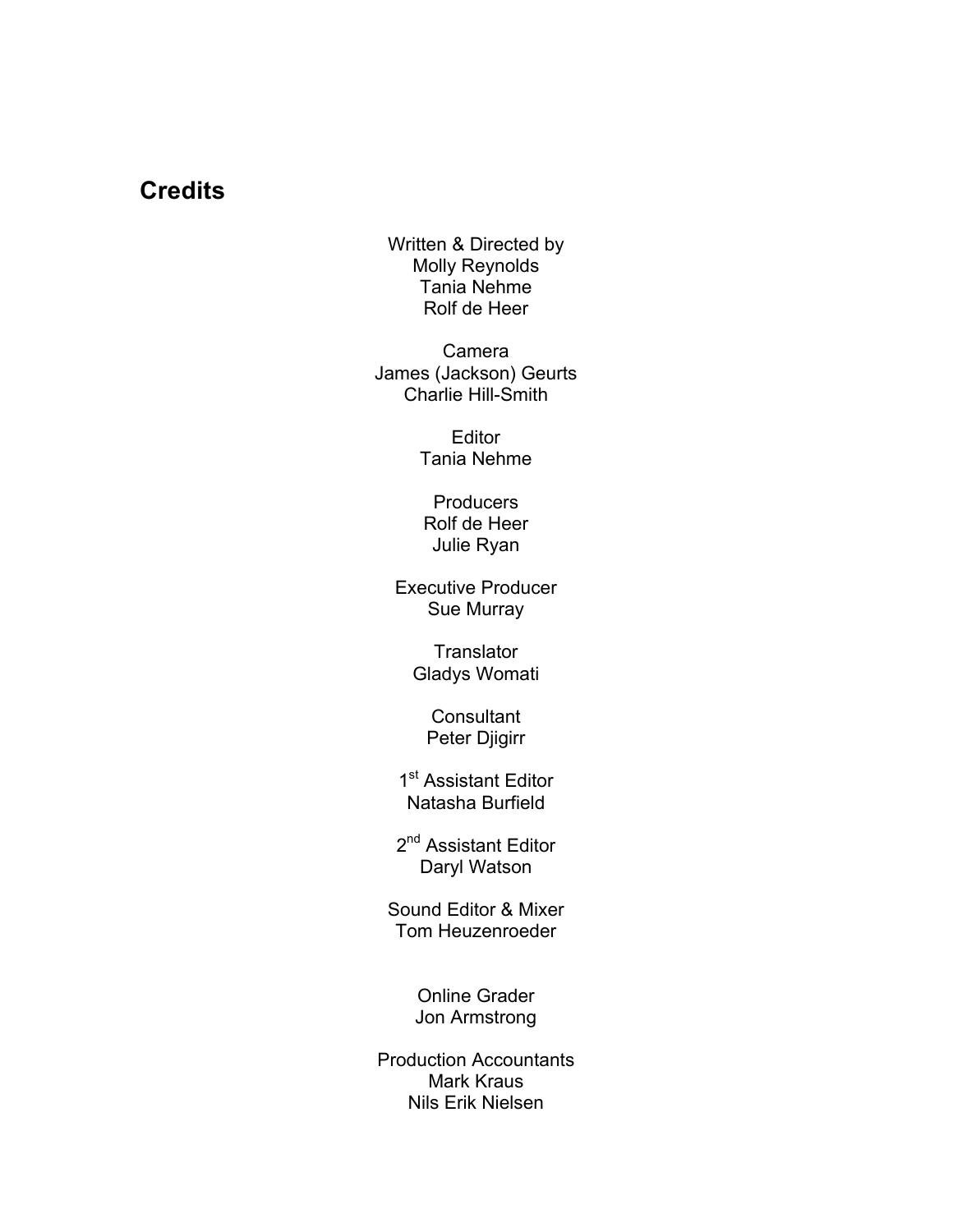## Credits

Written & Directed by
Molly Reynolds
Tania Nehme
Rolf de Heer

Camera
James (Jackson) Geurts
Charlie Hill-Smith

Editor
Tania Nehme

Producers
Rolf de Heer
Julie Ryan

Executive Producer
Sue Murray

Translator
Gladys Womati

Consultant
Peter Djigirr

1st Assistant Editor
Natasha Burfield

2nd Assistant Editor
Daryl Watson

Sound Editor & Mixer
Tom Heuzenroeder

Online Grader
Jon Armstrong

Production Accountants
Mark Kraus
Nils Erik Nielsen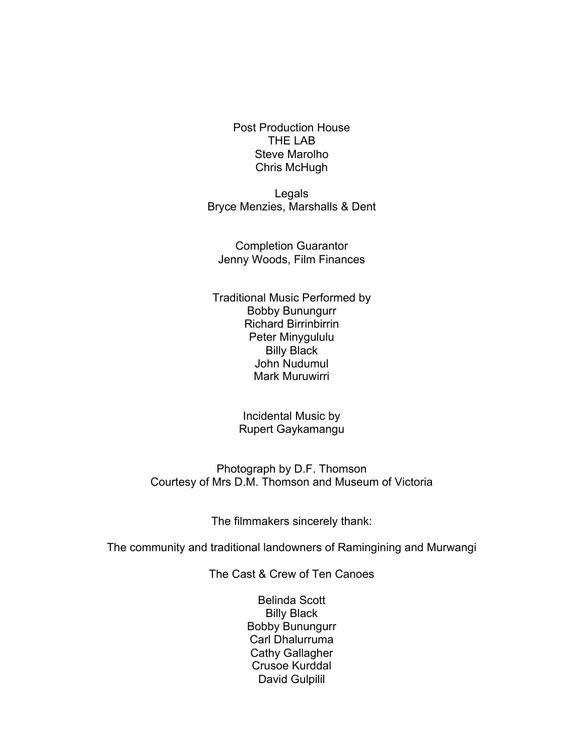Post Production House
THE LAB
Steve Marolho
Chris McHugh

Legals
Bryce Menzies, Marshalls & Dent

Completion Guarantor
Jenny Woods, Film Finances

Traditional Music Performed by
Bobby Bunungurr
Richard Birrinbirrin
Peter Minygululu
Billy Black
John Nudumul
Mark Muruwirri

Incidental Music by
Rupert Gaykamangu

Photograph by D.F. Thomson
Courtesy of Mrs D.M. Thomson and Museum of Victoria

The filmmakers sincerely thank:

The community and traditional landowners of Ramingining and Murwangi

The Cast & Crew of Ten Canoes

Belinda Scott
Billy Black
Bobby Bunungurr
Carl Dhalurruma
Cathy Gallagher
Crusoe Kurddal
David Gulpilil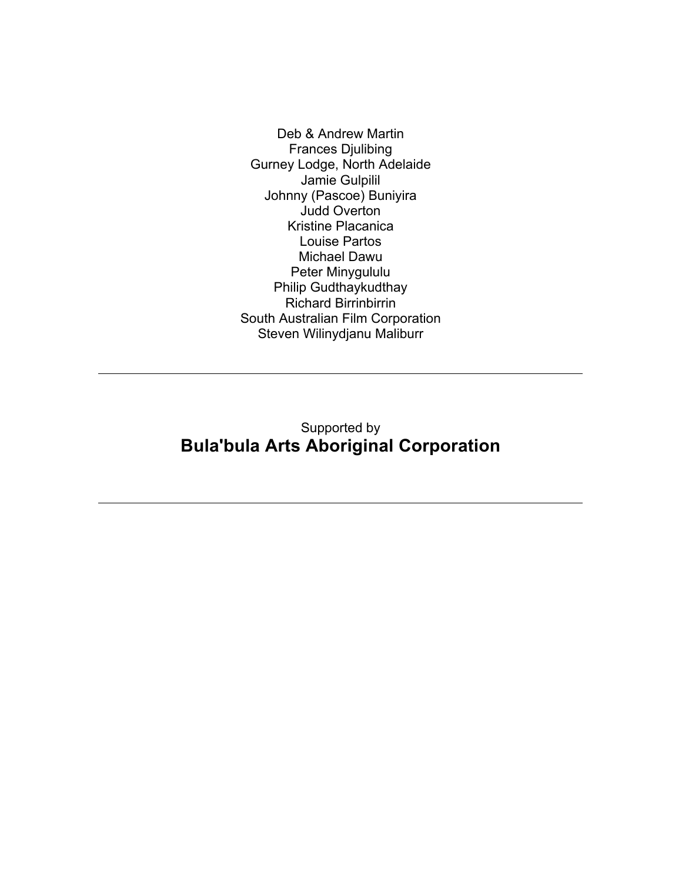Deb & Andrew Martin
Frances Djulibing
Gurney Lodge, North Adelaide
Jamie Gulpilil
Johnny (Pascoe) Buniyira
Judd Overton
Kristine Placanica
Louise Partos
Michael Dawu
Peter Minygululu
Philip Gudthaykudthay
Richard Birrinbirrin
South Australian Film Corporation
Steven Wilinydjanu Maliburr

---

Supported by

**Bula'bula Arts Aboriginal Corporation**

---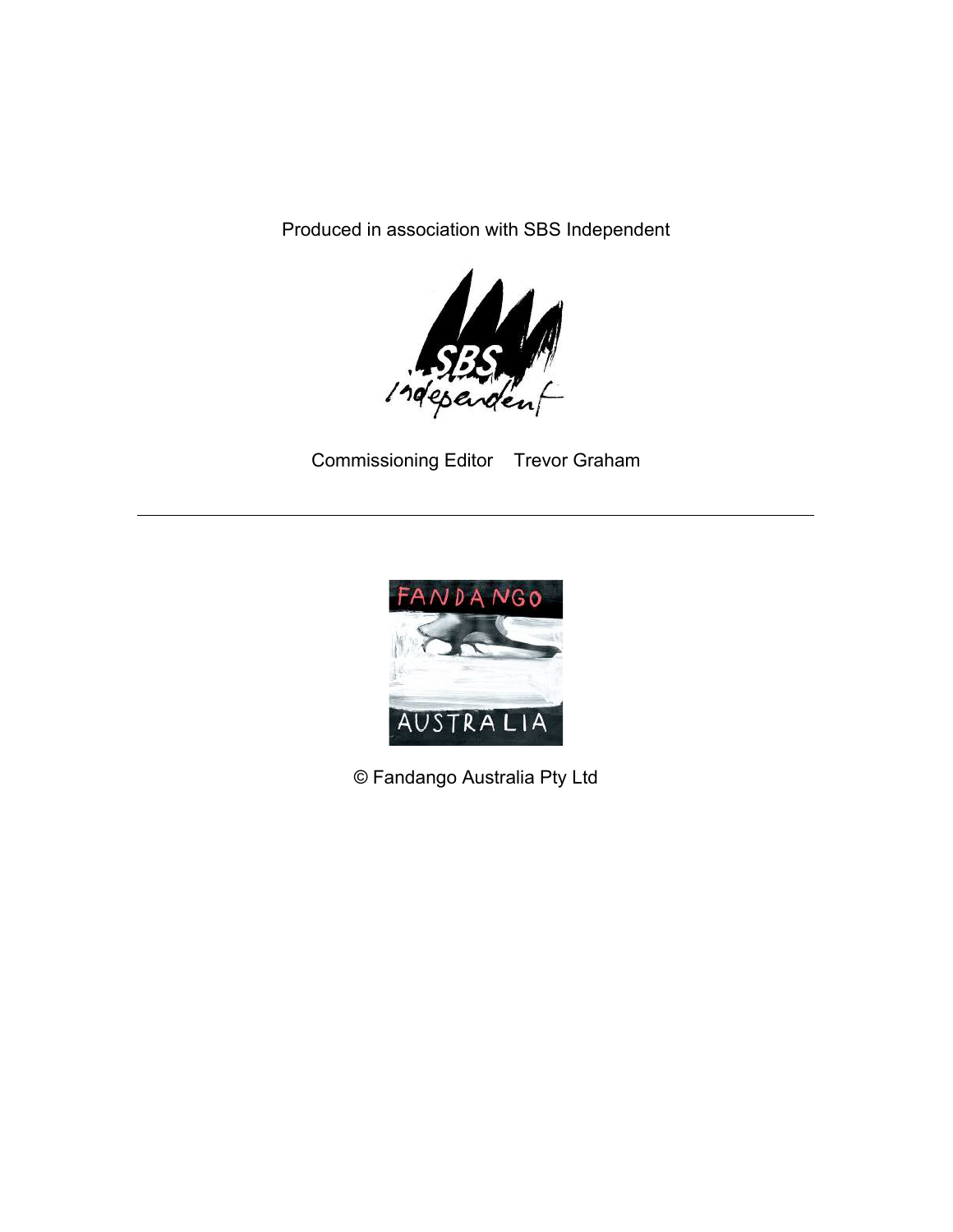Produced in association with SBS Independent

Commissioning Editor    Trevor Graham

---

© Fandango Australia Pty Ltd